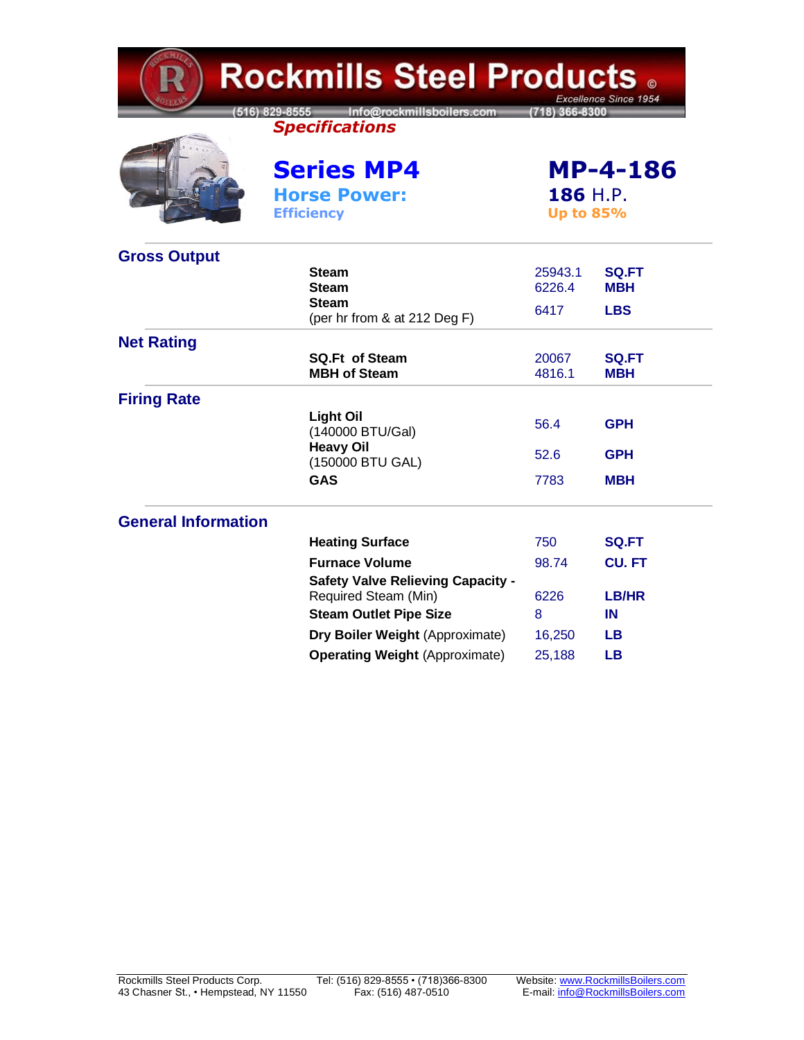# Rockmills Steel Products ©

*Excellence Since 1954*

(516) 829-8555 Info@rockmillsboilers.com (718) 366-8300

***Specifications***

## Series MP4 — MP-4-186

**Horse Power:** 186 H.P.

**Efficiency:** Up to 85%

### Gross Output

| | | |
|---|---|---|
| **Steam** | 25943.1 | **SQ.FT** |
| **Steam** | 6226.4 | **MBH** |
| **Steam** (per hr from & at 212 Deg F) | 6417 | **LBS** |

### Net Rating

| | | |
|---|---|---|
| **SQ.Ft of Steam** | 20067 | **SQ.FT** |
| **MBH of Steam** | 4816.1 | **MBH** |

### Firing Rate

| | | |
|---|---|---|
| **Light Oil** (140000 BTU/Gal) | 56.4 | **GPH** |
| **Heavy Oil** (150000 BTU GAL) | 52.6 | **GPH** |
| **GAS** | 7783 | **MBH** |

### General Information

| | | |
|---|---|---|
| **Heating Surface** | 750 | **SQ.FT** |
| **Furnace Volume** | 98.74 | **CU. FT** |
| **Safety Valve Relieving Capacity -** Required Steam (Min) | 6226 | **LB/HR** |
| **Steam Outlet Pipe Size** | 8 | **IN** |
| **Dry Boiler Weight** (Approximate) | 16,250 | **LB** |
| **Operating Weight** (Approximate) | 25,188 | **LB** |

Rockmills Steel Products Corp.
43 Chasner St., • Hempstead, NY 11550

Tel: (516) 829-8555 • (718)366-8300
Fax: (516) 487-0510

Website: www.RockmillsBoilers.com
E-mail: info@RockmillsBoilers.com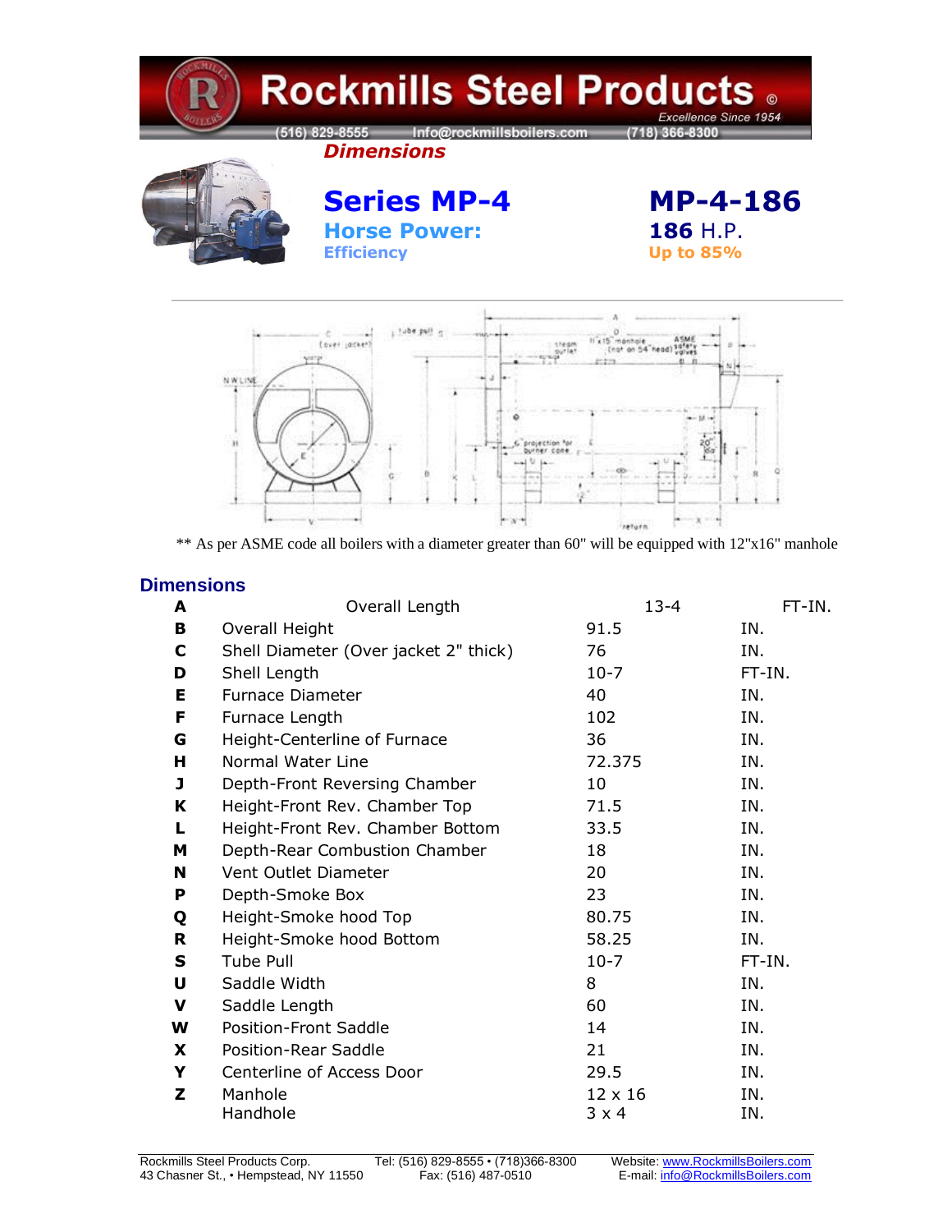# Rockmills Steel Products

(516) 829-8555 Info@rockmillsboilers.com (718) 366-8300

Excellence Since 1954

***Dimensions***

## Series MP-4

**Horse Power:**

**Efficiency**

## MP-4-186

**186** H.P.

**Up to 85%**

** As per ASME code all boilers with a diameter greater than 60" will be equipped with 12"x16" manhole

## Dimensions

| | | | |
|---|---|---|---|
| **A** | Overall Length | 13-4 | FT-IN. |
| **B** | Overall Height | 91.5 | IN. |
| **C** | Shell Diameter (Over jacket 2" thick) | 76 | IN. |
| **D** | Shell Length | 10-7 | FT-IN. |
| **E** | Furnace Diameter | 40 | IN. |
| **F** | Furnace Length | 102 | IN. |
| **G** | Height-Centerline of Furnace | 36 | IN. |
| **H** | Normal Water Line | 72.375 | IN. |
| **J** | Depth-Front Reversing Chamber | 10 | IN. |
| **K** | Height-Front Rev. Chamber Top | 71.5 | IN. |
| **L** | Height-Front Rev. Chamber Bottom | 33.5 | IN. |
| **M** | Depth-Rear Combustion Chamber | 18 | IN. |
| **N** | Vent Outlet Diameter | 20 | IN. |
| **P** | Depth-Smoke Box | 23 | IN. |
| **Q** | Height-Smoke hood Top | 80.75 | IN. |
| **R** | Height-Smoke hood Bottom | 58.25 | IN. |
| **S** | Tube Pull | 10-7 | FT-IN. |
| **U** | Saddle Width | 8 | IN. |
| **V** | Saddle Length | 60 | IN. |
| **W** | Position-Front Saddle | 14 | IN. |
| **X** | Position-Rear Saddle | 21 | IN. |
| **Y** | Centerline of Access Door | 29.5 | IN. |
| **Z** | Manhole | 12 x 16 | IN. |
| | Handhole | 3 x 4 | IN. |

Rockmills Steel Products Corp.
43 Chasner St., • Hempstead, NY 11550

Tel: (516) 829-8555 • (718)366-8300
Fax: (516) 487-0510

Website: www.RockmillsBoilers.com
E-mail: info@RockmillsBoilers.com